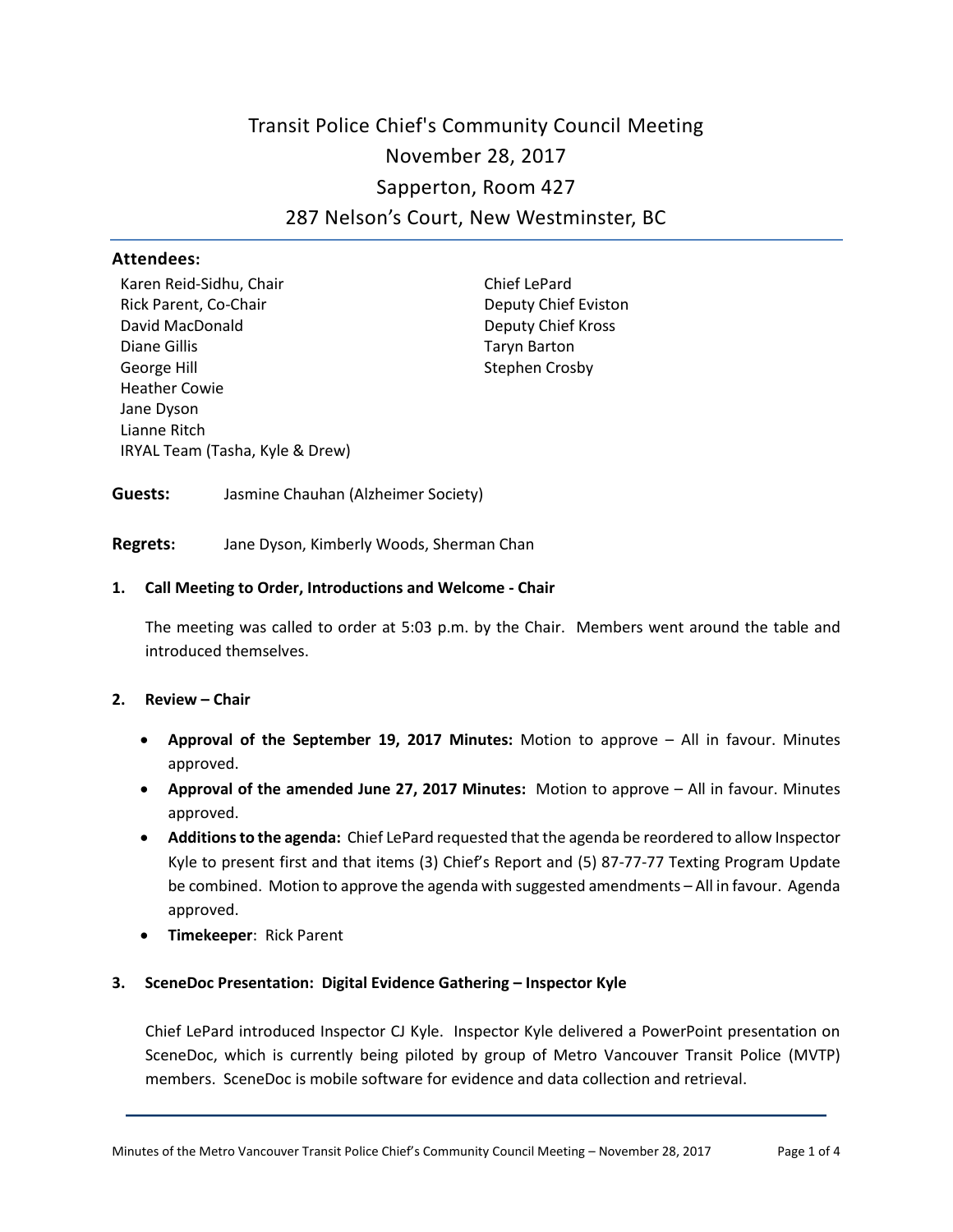# Transit Police Chief's Community Council Meeting

November 28, 2017

Sapperton, Room 427

287 Nelson's Court, New Westminster, BC

**Attendees:**

Karen Reid-Sidhu, Chair
Rick Parent, Co-Chair
David MacDonald
Diane Gillis
George Hill
Heather Cowie
Jane Dyson
Lianne Ritch
IRYAL Team (Tasha, Kyle & Drew)

Chief LePard
Deputy Chief Eviston
Deputy Chief Kross
Taryn Barton
Stephen Crosby

**Guests:** Jasmine Chauhan (Alzheimer Society)

**Regrets:** Jane Dyson, Kimberly Woods, Sherman Chan

**1. Call Meeting to Order, Introductions and Welcome - Chair**

The meeting was called to order at 5:03 p.m. by the Chair. Members went around the table and introduced themselves.

**2. Review – Chair**

- **Approval of the September 19, 2017 Minutes:** Motion to approve – All in favour. Minutes approved.
- **Approval of the amended June 27, 2017 Minutes:** Motion to approve – All in favour. Minutes approved.
- **Additions to the agenda:** Chief LePard requested that the agenda be reordered to allow Inspector Kyle to present first and that items (3) Chief's Report and (5) 87-77-77 Texting Program Update be combined. Motion to approve the agenda with suggested amendments – All in favour. Agenda approved.
- **Timekeeper**: Rick Parent

**3. SceneDoc Presentation: Digital Evidence Gathering – Inspector Kyle**

Chief LePard introduced Inspector CJ Kyle. Inspector Kyle delivered a PowerPoint presentation on SceneDoc, which is currently being piloted by group of Metro Vancouver Transit Police (MVTP) members. SceneDoc is mobile software for evidence and data collection and retrieval.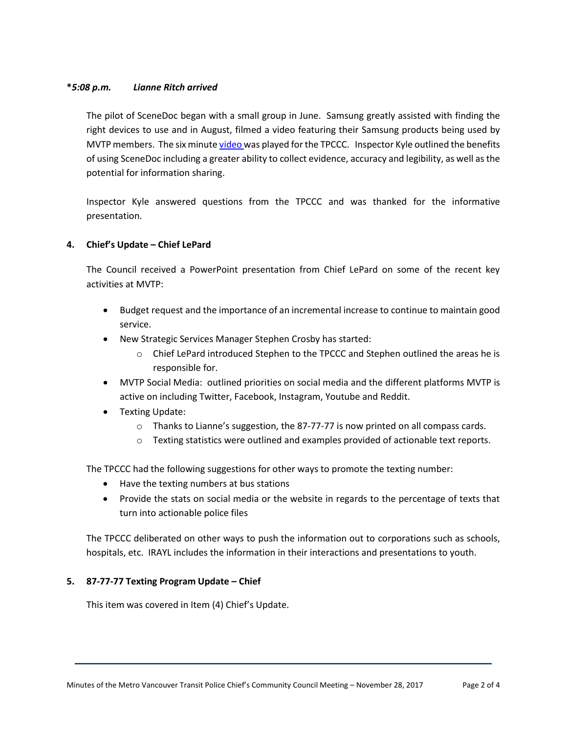***5:08 p.m. Lianne Ritch arrived***

The pilot of SceneDoc began with a small group in June. Samsung greatly assisted with finding the right devices to use and in August, filmed a video featuring their Samsung products being used by MVTP members. The six minute video was played for the TPCCC. Inspector Kyle outlined the benefits of using SceneDoc including a greater ability to collect evidence, accuracy and legibility, as well as the potential for information sharing.

Inspector Kyle answered questions from the TPCCC and was thanked for the informative presentation.

**4. Chief's Update – Chief LePard**

The Council received a PowerPoint presentation from Chief LePard on some of the recent key activities at MVTP:

- Budget request and the importance of an incremental increase to continue to maintain good service.
- New Strategic Services Manager Stephen Crosby has started:
  - Chief LePard introduced Stephen to the TPCCC and Stephen outlined the areas he is responsible for.
- MVTP Social Media: outlined priorities on social media and the different platforms MVTP is active on including Twitter, Facebook, Instagram, Youtube and Reddit.
- Texting Update:
  - Thanks to Lianne's suggestion, the 87-77-77 is now printed on all compass cards.
  - Texting statistics were outlined and examples provided of actionable text reports.

The TPCCC had the following suggestions for other ways to promote the texting number:

- Have the texting numbers at bus stations
- Provide the stats on social media or the website in regards to the percentage of texts that turn into actionable police files

The TPCCC deliberated on other ways to push the information out to corporations such as schools, hospitals, etc. IRAYL includes the information in their interactions and presentations to youth.

**5. 87-77-77 Texting Program Update – Chief**

This item was covered in Item (4) Chief's Update.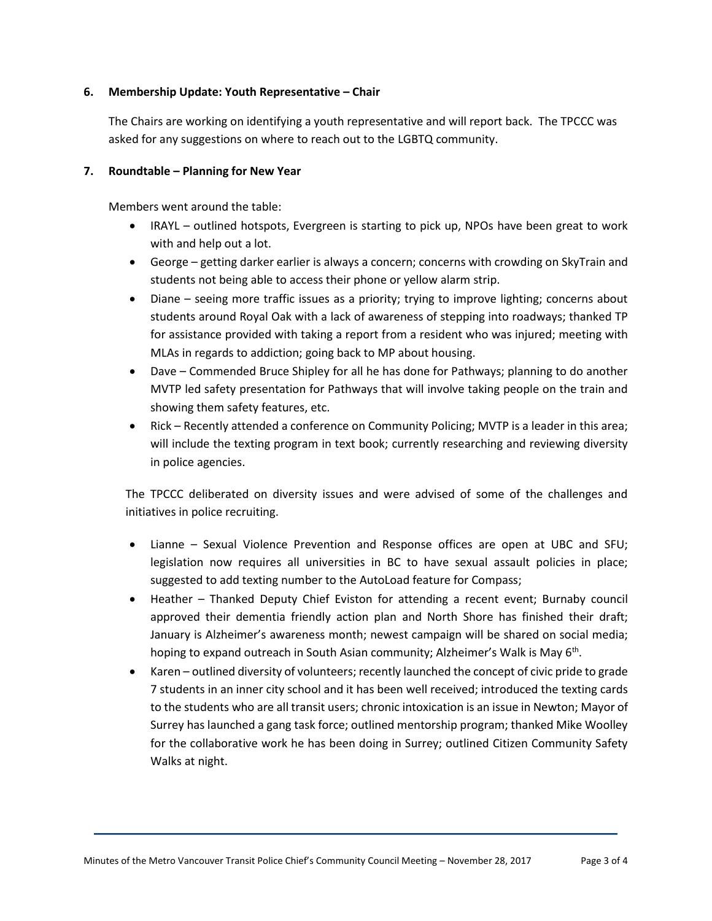### 6. Membership Update: Youth Representative – Chair

The Chairs are working on identifying a youth representative and will report back. The TPCCC was asked for any suggestions on where to reach out to the LGBTQ community.

### 7. Roundtable – Planning for New Year

Members went around the table:

- IRAYL – outlined hotspots, Evergreen is starting to pick up, NPOs have been great to work with and help out a lot.
- George – getting darker earlier is always a concern; concerns with crowding on SkyTrain and students not being able to access their phone or yellow alarm strip.
- Diane – seeing more traffic issues as a priority; trying to improve lighting; concerns about students around Royal Oak with a lack of awareness of stepping into roadways; thanked TP for assistance provided with taking a report from a resident who was injured; meeting with MLAs in regards to addiction; going back to MP about housing.
- Dave – Commended Bruce Shipley for all he has done for Pathways; planning to do another MVTP led safety presentation for Pathways that will involve taking people on the train and showing them safety features, etc.
- Rick – Recently attended a conference on Community Policing; MVTP is a leader in this area; will include the texting program in text book; currently researching and reviewing diversity in police agencies.

The TPCCC deliberated on diversity issues and were advised of some of the challenges and initiatives in police recruiting.

- Lianne – Sexual Violence Prevention and Response offices are open at UBC and SFU; legislation now requires all universities in BC to have sexual assault policies in place; suggested to add texting number to the AutoLoad feature for Compass;
- Heather – Thanked Deputy Chief Eviston for attending a recent event; Burnaby council approved their dementia friendly action plan and North Shore has finished their draft; January is Alzheimer's awareness month; newest campaign will be shared on social media; hoping to expand outreach in South Asian community; Alzheimer's Walk is May 6th.
- Karen – outlined diversity of volunteers; recently launched the concept of civic pride to grade 7 students in an inner city school and it has been well received; introduced the texting cards to the students who are all transit users; chronic intoxication is an issue in Newton; Mayor of Surrey has launched a gang task force; outlined mentorship program; thanked Mike Woolley for the collaborative work he has been doing in Surrey; outlined Citizen Community Safety Walks at night.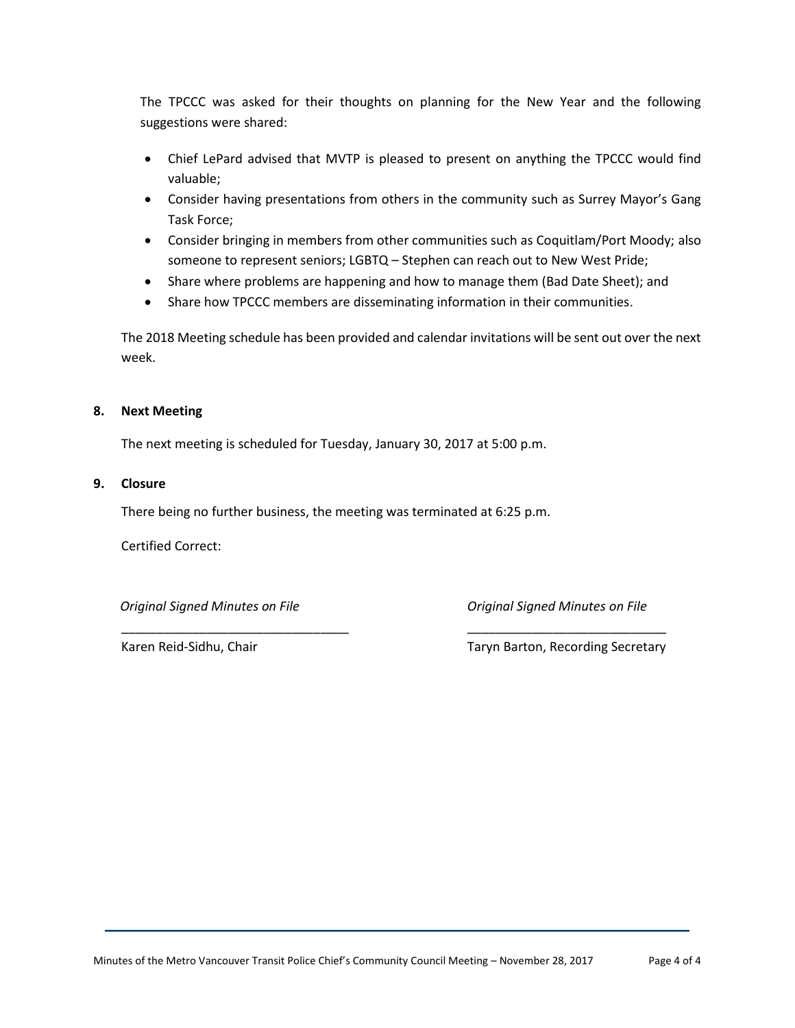The TPCCC was asked for their thoughts on planning for the New Year and the following suggestions were shared:

- Chief LePard advised that MVTP is pleased to present on anything the TPCCC would find valuable;
- Consider having presentations from others in the community such as Surrey Mayor's Gang Task Force;
- Consider bringing in members from other communities such as Coquitlam/Port Moody; also someone to represent seniors; LGBTQ – Stephen can reach out to New West Pride;
- Share where problems are happening and how to manage them (Bad Date Sheet); and
- Share how TPCCC members are disseminating information in their communities.

The 2018 Meeting schedule has been provided and calendar invitations will be sent out over the next week.

## 8. Next Meeting

The next meeting is scheduled for Tuesday, January 30, 2017 at 5:00 p.m.

## 9. Closure

There being no further business, the meeting was terminated at 6:25 p.m.

Certified Correct:

*Original Signed Minutes on File*
\_\_\_\_\_\_\_\_\_\_\_\_\_\_\_\_\_\_\_\_\_\_\_\_\_\_\_\_\_\_\_\_
Karen Reid-Sidhu, Chair

*Original Signed Minutes on File*
\_\_\_\_\_\_\_\_\_\_\_\_\_\_\_\_\_\_\_\_\_\_\_\_\_\_\_\_\_\_\_\_
Taryn Barton, Recording Secretary